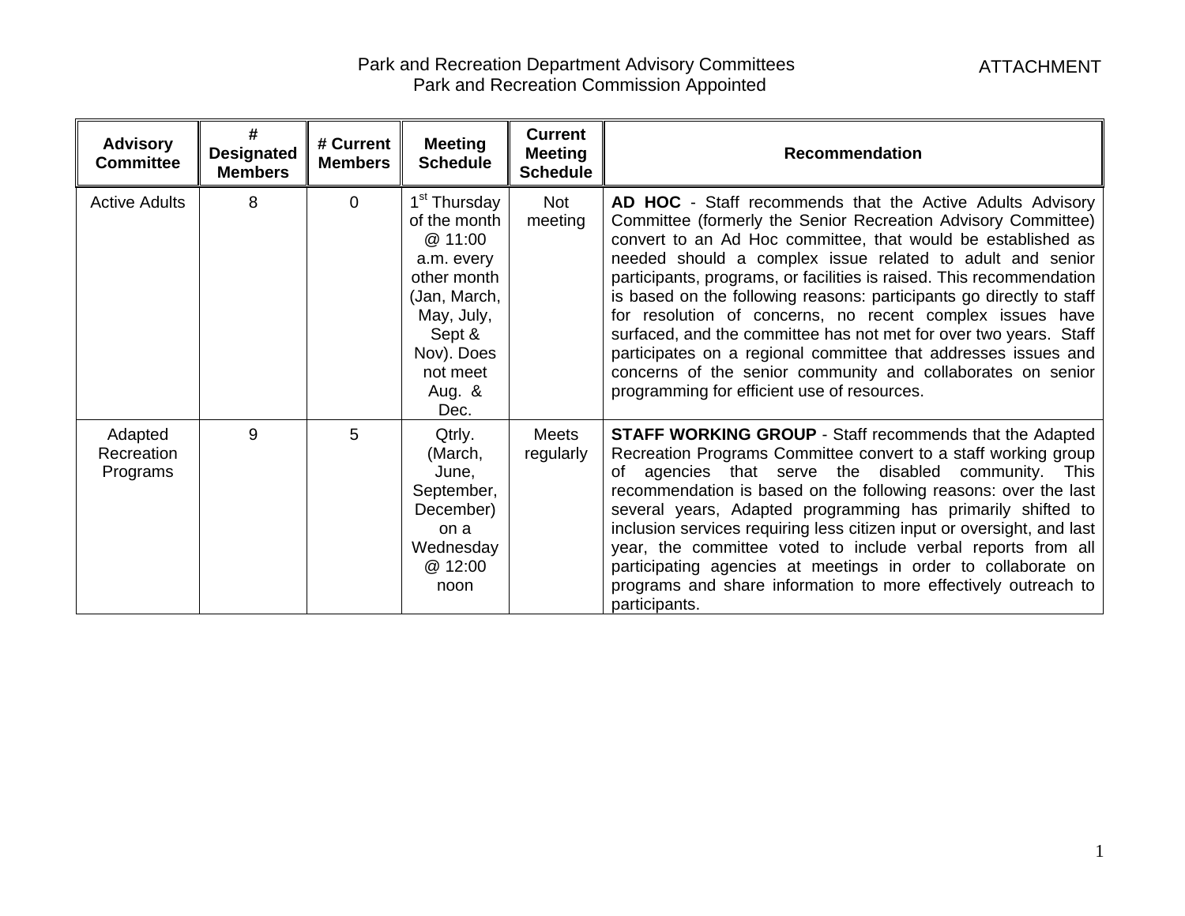# Park and Recreation Department Advisory Committees
## Park and Recreation Commission Appointed

ATTACHMENT

| Advisory Committee | # Designated Members | # Current Members | Meeting Schedule | Current Meeting Schedule | Recommendation |
|---|---|---|---|---|---|
| Active Adults | 8 | 0 | 1st Thursday of the month @ 11:00 a.m. every other month (Jan, March, May, July, Sept & Nov). Does not meet Aug. & Dec. | Not meeting | **AD HOC** - Staff recommends that the Active Adults Advisory Committee (formerly the Senior Recreation Advisory Committee) convert to an Ad Hoc committee, that would be established as needed should a complex issue related to adult and senior participants, programs, or facilities is raised. This recommendation is based on the following reasons: participants go directly to staff for resolution of concerns, no recent complex issues have surfaced, and the committee has not met for over two years. Staff participates on a regional committee that addresses issues and concerns of the senior community and collaborates on senior programming for efficient use of resources. |
| Adapted Recreation Programs | 9 | 5 | Qtrly. (March, June, September, December) on a Wednesday @ 12:00 noon | Meets regularly | **STAFF WORKING GROUP** - Staff recommends that the Adapted Recreation Programs Committee convert to a staff working group of agencies that serve the disabled community. This recommendation is based on the following reasons: over the last several years, Adapted programming has primarily shifted to inclusion services requiring less citizen input or oversight, and last year, the committee voted to include verbal reports from all participating agencies at meetings in order to collaborate on programs and share information to more effectively outreach to participants. |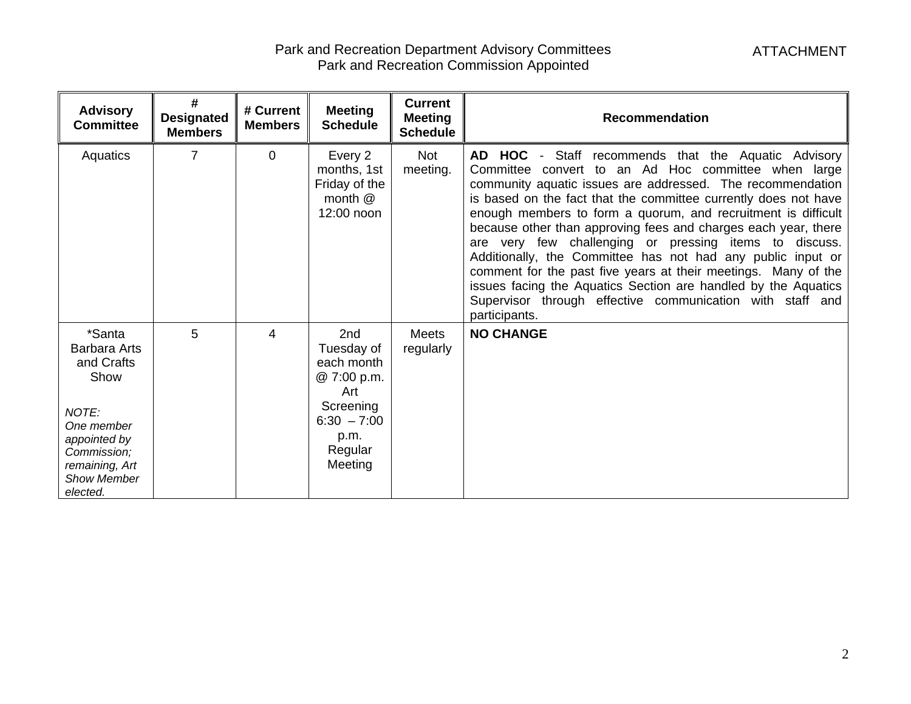# Park and Recreation Department Advisory Committees
## Park and Recreation Commission Appointed

ATTACHMENT

| Advisory Committee | # Designated Members | # Current Members | Meeting Schedule | Current Meeting Schedule | Recommendation |
|---|---|---|---|---|---|
| Aquatics | 7 | 0 | Every 2 months, 1st Friday of the month @ 12:00 noon | Not meeting. | **AD HOC** - Staff recommends that the Aquatic Advisory Committee convert to an Ad Hoc committee when large community aquatic issues are addressed. The recommendation is based on the fact that the committee currently does not have enough members to form a quorum, and recruitment is difficult because other than approving fees and charges each year, there are very few challenging or pressing items to discuss. Additionally, the Committee has not had any public input or comment for the past five years at their meetings. Many of the issues facing the Aquatics Section are handled by the Aquatics Supervisor through effective communication with staff and participants. |
| *Santa Barbara Arts and Crafts Show<br><br>*NOTE: One member appointed by Commission; remaining, Art Show Member elected.* | 5 | 4 | 2nd Tuesday of each month @ 7:00 p.m. Art Screening 6:30 – 7:00 p.m. Regular Meeting | Meets regularly | **NO CHANGE** |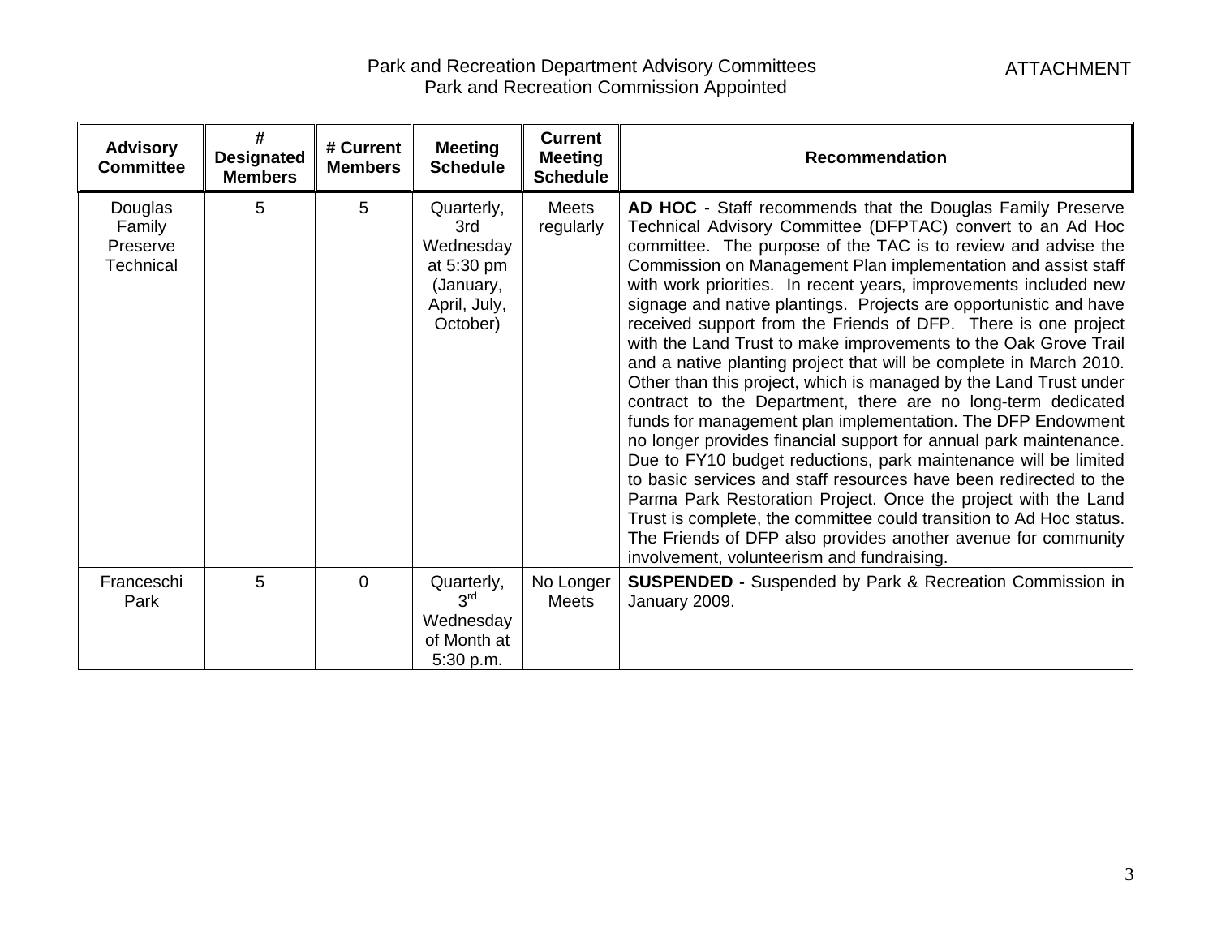Park and Recreation Department Advisory Committees
Park and Recreation Commission Appointed

ATTACHMENT

| Advisory Committee | # Designated Members | # Current Members | Meeting Schedule | Current Meeting Schedule | Recommendation |
|---|---|---|---|---|---|
| Douglas Family Preserve Technical | 5 | 5 | Quarterly, 3rd Wednesday at 5:30 pm (January, April, July, October) | Meets regularly | **AD HOC** - Staff recommends that the Douglas Family Preserve Technical Advisory Committee (DFPTAC) convert to an Ad Hoc committee. The purpose of the TAC is to review and advise the Commission on Management Plan implementation and assist staff with work priorities. In recent years, improvements included new signage and native plantings. Projects are opportunistic and have received support from the Friends of DFP. There is one project with the Land Trust to make improvements to the Oak Grove Trail and a native planting project that will be complete in March 2010. Other than this project, which is managed by the Land Trust under contract to the Department, there are no long-term dedicated funds for management plan implementation. The DFP Endowment no longer provides financial support for annual park maintenance. Due to FY10 budget reductions, park maintenance will be limited to basic services and staff resources have been redirected to the Parma Park Restoration Project. Once the project with the Land Trust is complete, the committee could transition to Ad Hoc status. The Friends of DFP also provides another avenue for community involvement, volunteerism and fundraising. |
| Franceschi Park | 5 | 0 | Quarterly, 3rd Wednesday of Month at 5:30 p.m. | No Longer Meets | **SUSPENDED -** Suspended by Park & Recreation Commission in January 2009. |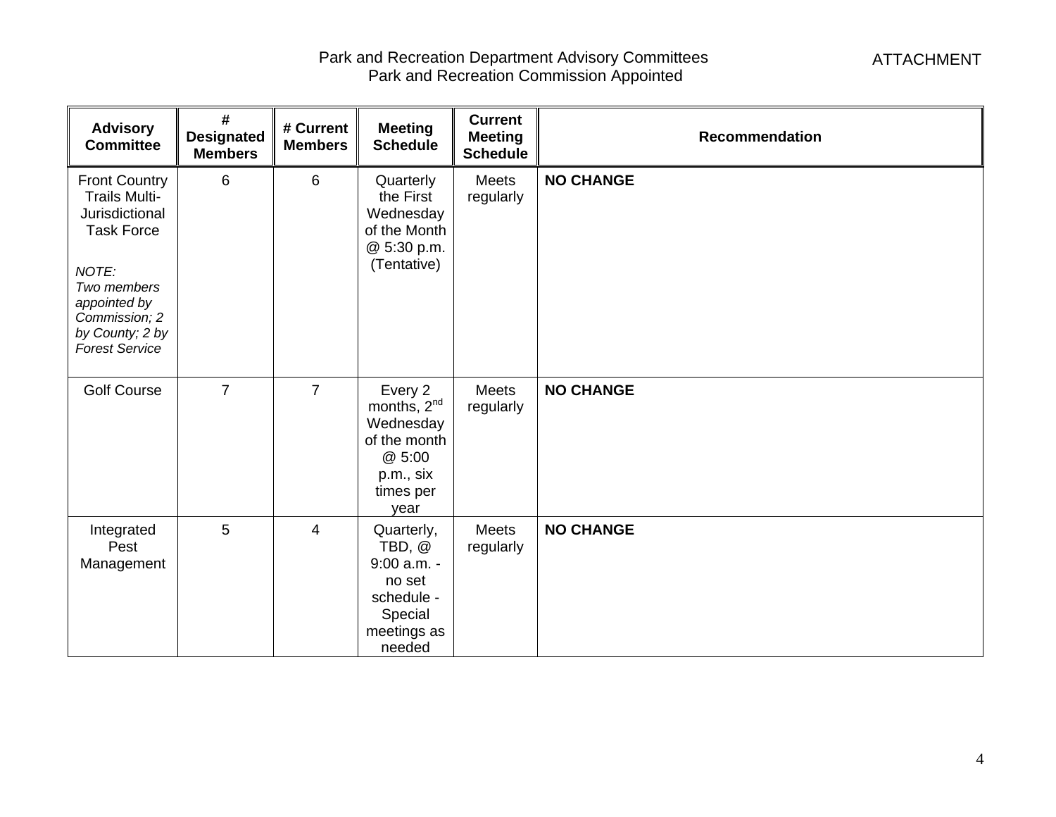Park and Recreation Department Advisory Committees
Park and Recreation Commission Appointed

ATTACHMENT

| Advisory Committee | # Designated Members | # Current Members | Meeting Schedule | Current Meeting Schedule | Recommendation |
|---|---|---|---|---|---|
| Front Country Trails Multi-Jurisdictional Task Force<br><br>*NOTE: Two members appointed by Commission; 2 by County; 2 by Forest Service* | 6 | 6 | Quarterly the First Wednesday of the Month @ 5:30 p.m. (Tentative) | Meets regularly | **NO CHANGE** |
| Golf Course | 7 | 7 | Every 2 months, 2nd Wednesday of the month @ 5:00 p.m., six times per year | Meets regularly | **NO CHANGE** |
| Integrated Pest Management | 5 | 4 | Quarterly, TBD, @ 9:00 a.m. - no set schedule - Special meetings as needed | Meets regularly | **NO CHANGE** |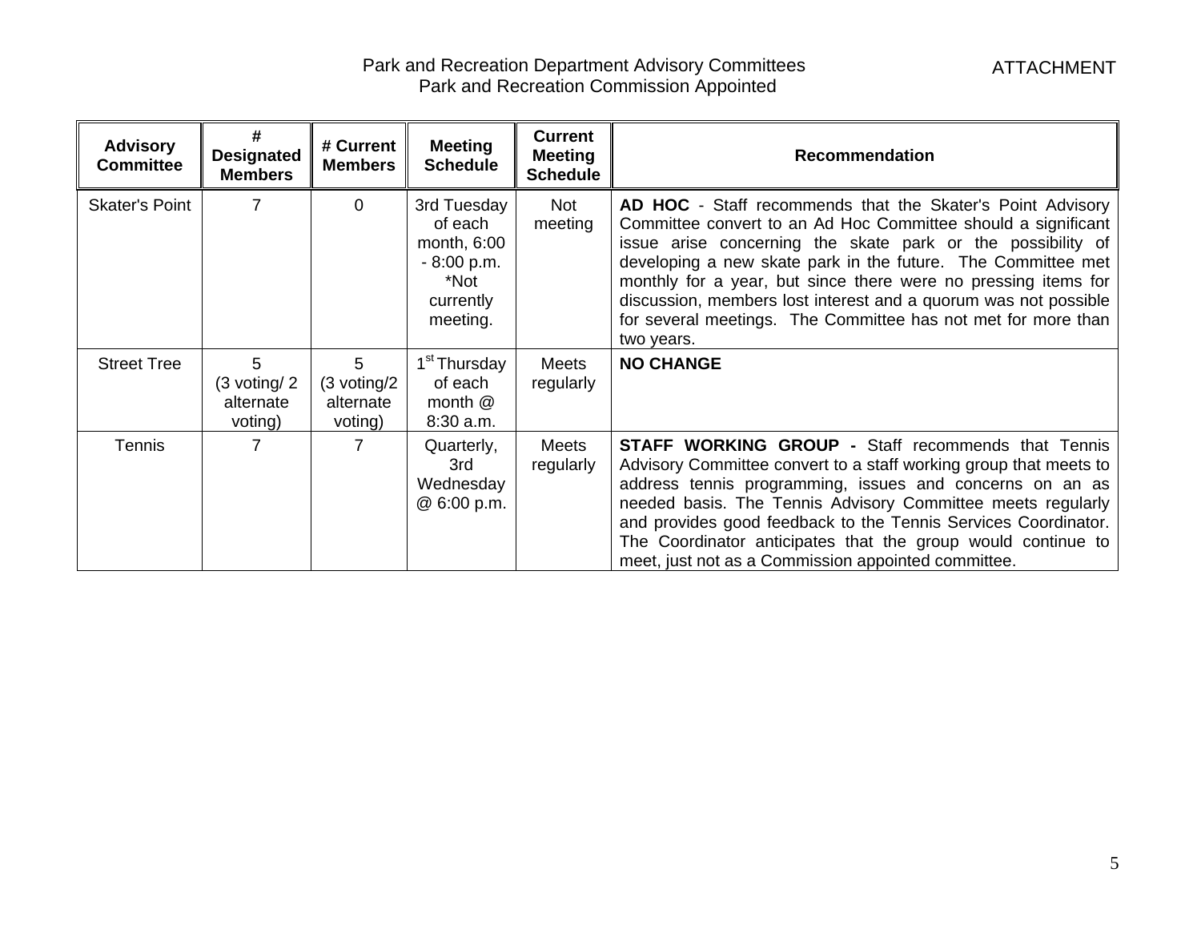# Park and Recreation Department Advisory Committees
## Park and Recreation Commission Appointed

ATTACHMENT

| Advisory Committee | # Designated Members | # Current Members | Meeting Schedule | Current Meeting Schedule | Recommendation |
|---|---|---|---|---|---|
| Skater's Point | 7 | 0 | 3rd Tuesday of each month, 6:00 - 8:00 p.m. *Not currently meeting. | Not meeting | **AD HOC** - Staff recommends that the Skater's Point Advisory Committee convert to an Ad Hoc Committee should a significant issue arise concerning the skate park or the possibility of developing a new skate park in the future. The Committee met monthly for a year, but since there were no pressing items for discussion, members lost interest and a quorum was not possible for several meetings. The Committee has not met for more than two years. |
| Street Tree | 5 (3 voting/ 2 alternate voting) | 5 (3 voting/2 alternate voting) | 1st Thursday of each month @ 8:30 a.m. | Meets regularly | **NO CHANGE** |
| Tennis | 7 | 7 | Quarterly, 3rd Wednesday @ 6:00 p.m. | Meets regularly | **STAFF WORKING GROUP -** Staff recommends that Tennis Advisory Committee convert to a staff working group that meets to address tennis programming, issues and concerns on an as needed basis. The Tennis Advisory Committee meets regularly and provides good feedback to the Tennis Services Coordinator. The Coordinator anticipates that the group would continue to meet, just not as a Commission appointed committee. |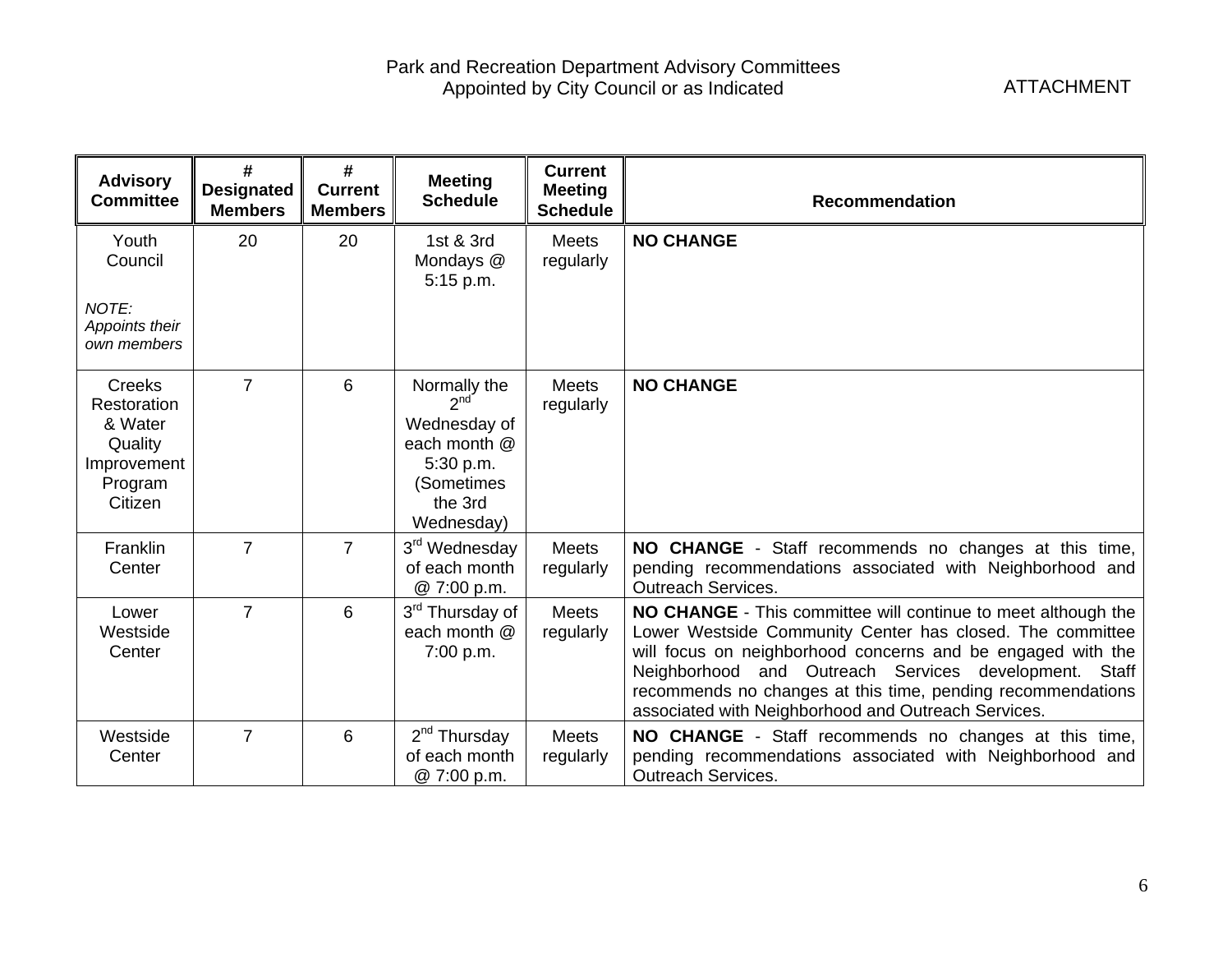# Park and Recreation Department Advisory Committees
Appointed by City Council or as Indicated

ATTACHMENT

| **Advisory Committee** | **# Designated Members** | **# Current Members** | **Meeting Schedule** | **Current Meeting Schedule** | **Recommendation** |
|---|---|---|---|---|---|
| Youth Council<br><br>*NOTE: Appoints their own members* | 20 | 20 | 1st & 3rd Mondays @ 5:15 p.m. | Meets regularly | **NO CHANGE** |
| Creeks Restoration & Water Quality Improvement Program Citizen | 7 | 6 | Normally the 2nd Wednesday of each month @ 5:30 p.m. (Sometimes the 3rd Wednesday) | Meets regularly | **NO CHANGE** |
| Franklin Center | 7 | 7 | 3rd Wednesday of each month @ 7:00 p.m. | Meets regularly | **NO CHANGE** - Staff recommends no changes at this time, pending recommendations associated with Neighborhood and Outreach Services. |
| Lower Westside Center | 7 | 6 | 3rd Thursday of each month @ 7:00 p.m. | Meets regularly | **NO CHANGE** - This committee will continue to meet although the Lower Westside Community Center has closed. The committee will focus on neighborhood concerns and be engaged with the Neighborhood and Outreach Services development. Staff recommends no changes at this time, pending recommendations associated with Neighborhood and Outreach Services. |
| Westside Center | 7 | 6 | 2nd Thursday of each month @ 7:00 p.m. | Meets regularly | **NO CHANGE** - Staff recommends no changes at this time, pending recommendations associated with Neighborhood and Outreach Services. |